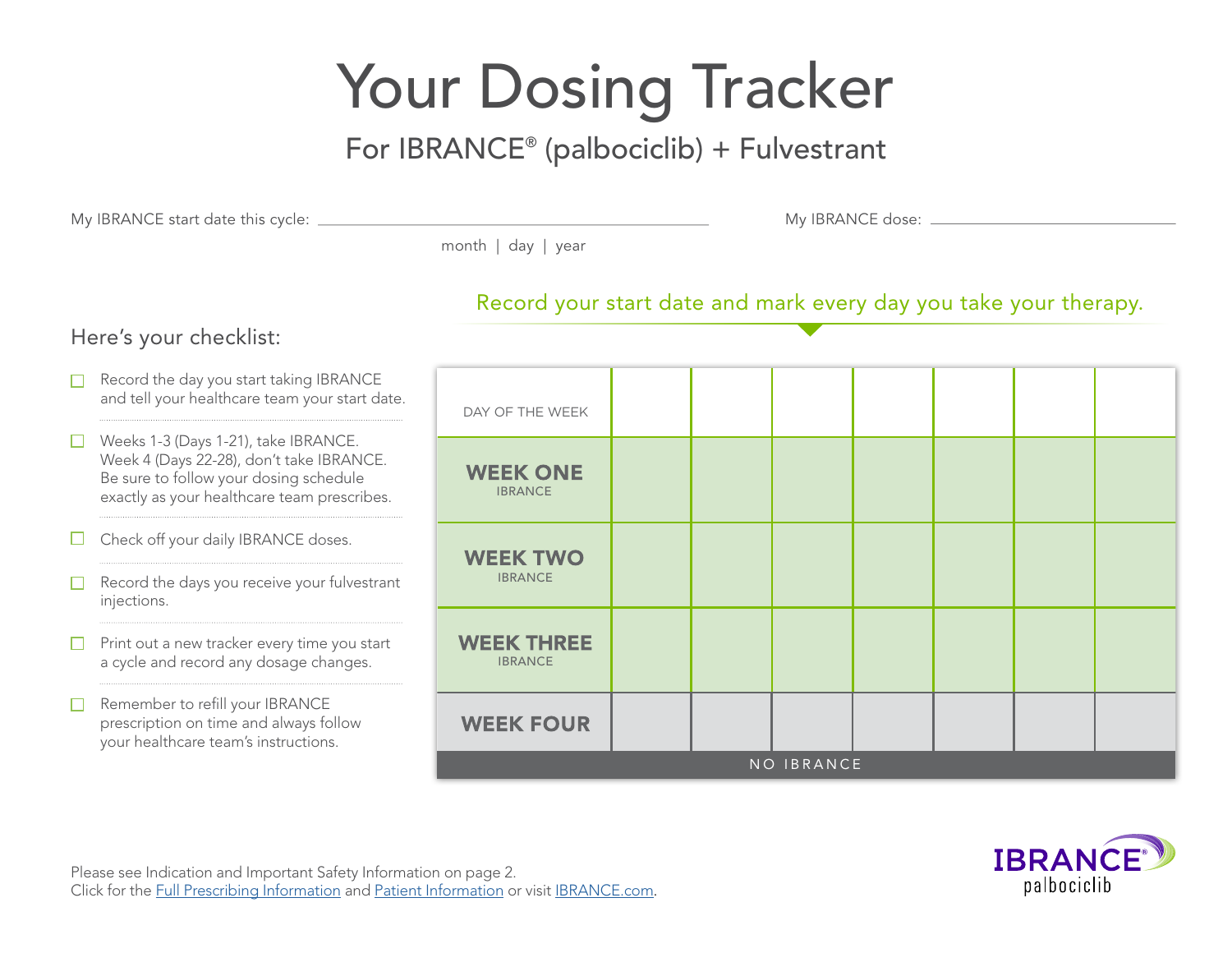# Your Dosing Tracker

## For IBRANCE® (palbociclib) + Fulvestrant

My IBRANCE start date this cycle: ______________________ (month | day | year)

My IBRANCE dose: ______________________

Record your start date and mark every day you take your therapy.

### Here's your checklist:

- ☐ Record the day you start taking IBRANCE and tell your healthcare team your start date.
- ☐ Weeks 1-3 (Days 1-21), take IBRANCE. Week 4 (Days 22-28), don't take IBRANCE. Be sure to follow your dosing schedule exactly as your healthcare team prescribes.
- ☐ Check off your daily IBRANCE doses.
- ☐ Record the days you receive your fulvestrant injections.
- ☐ Print out a new tracker every time you start a cycle and record any dosage changes.
- ☐ Remember to refill your IBRANCE prescription on time and always follow your healthcare team's instructions.

| DAY OF THE WEEK | | | | | | | |
|---|---|---|---|---|---|---|---|
| **WEEK ONE** IBRANCE | | | | | | | |
| **WEEK TWO** IBRANCE | | | | | | | |
| **WEEK THREE** IBRANCE | | | | | | | |
| **WEEK FOUR** NO IBRANCE | | | | | | | |

Please see Indication and Important Safety Information on page 2.
Click for the Full Prescribing Information and Patient Information or visit IBRANCE.com.

IBRANCE® palbociclib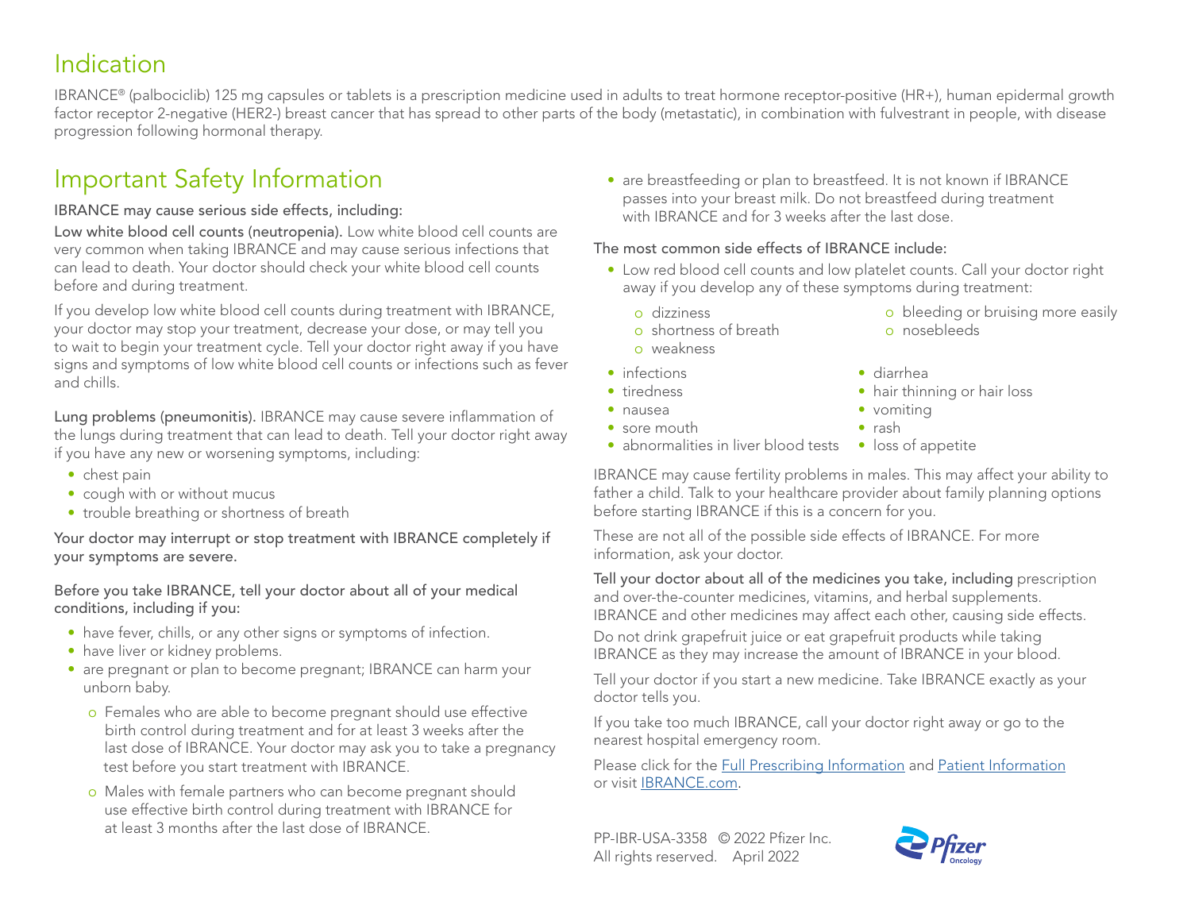## Indication

IBRANCE® (palbociclib) 125 mg capsules or tablets is a prescription medicine used in adults to treat hormone receptor-positive (HR+), human epidermal growth factor receptor 2-negative (HER2-) breast cancer that has spread to other parts of the body (metastatic), in combination with fulvestrant in people, with disease progression following hormonal therapy.

## Important Safety Information

IBRANCE may cause serious side effects, including:

**Low white blood cell counts (neutropenia).** Low white blood cell counts are very common when taking IBRANCE and may cause serious infections that can lead to death. Your doctor should check your white blood cell counts before and during treatment.

If you develop low white blood cell counts during treatment with IBRANCE, your doctor may stop your treatment, decrease your dose, or may tell you to wait to begin your treatment cycle. Tell your doctor right away if you have signs and symptoms of low white blood cell counts or infections such as fever and chills.

**Lung problems (pneumonitis).** IBRANCE may cause severe inflammation of the lungs during treatment that can lead to death. Tell your doctor right away if you have any new or worsening symptoms, including:

- chest pain
- cough with or without mucus
- trouble breathing or shortness of breath

Your doctor may interrupt or stop treatment with IBRANCE completely if your symptoms are severe.

Before you take IBRANCE, tell your doctor about all of your medical conditions, including if you:

- have fever, chills, or any other signs or symptoms of infection.
- have liver or kidney problems.
- are pregnant or plan to become pregnant; IBRANCE can harm your unborn baby.
  - Females who are able to become pregnant should use effective birth control during treatment and for at least 3 weeks after the last dose of IBRANCE. Your doctor may ask you to take a pregnancy test before you start treatment with IBRANCE.
  - Males with female partners who can become pregnant should use effective birth control during treatment with IBRANCE for at least 3 months after the last dose of IBRANCE.
- are breastfeeding or plan to breastfeed. It is not known if IBRANCE passes into your breast milk. Do not breastfeed during treatment with IBRANCE and for 3 weeks after the last dose.

The most common side effects of IBRANCE include:

- Low red blood cell counts and low platelet counts. Call your doctor right away if you develop any of these symptoms during treatment:
  - dizziness
  - shortness of breath
  - weakness
  - bleeding or bruising more easily
  - nosebleeds
- infections
- tiredness
- nausea
- sore mouth
- abnormalities in liver blood tests
- diarrhea
- hair thinning or hair loss
- vomiting
- rash
- loss of appetite

IBRANCE may cause fertility problems in males. This may affect your ability to father a child. Talk to your healthcare provider about family planning options before starting IBRANCE if this is a concern for you.

These are not all of the possible side effects of IBRANCE. For more information, ask your doctor.

**Tell your doctor about all of the medicines you take, including** prescription and over-the-counter medicines, vitamins, and herbal supplements. IBRANCE and other medicines may affect each other, causing side effects.

Do not drink grapefruit juice or eat grapefruit products while taking IBRANCE as they may increase the amount of IBRANCE in your blood.

Tell your doctor if you start a new medicine. Take IBRANCE exactly as your doctor tells you.

If you take too much IBRANCE, call your doctor right away or go to the nearest hospital emergency room.

Please click for the Full Prescribing Information and Patient Information or visit IBRANCE.com.

PP-IBR-USA-3358 © 2022 Pfizer Inc. All rights reserved. April 2022

Pfizer Oncology